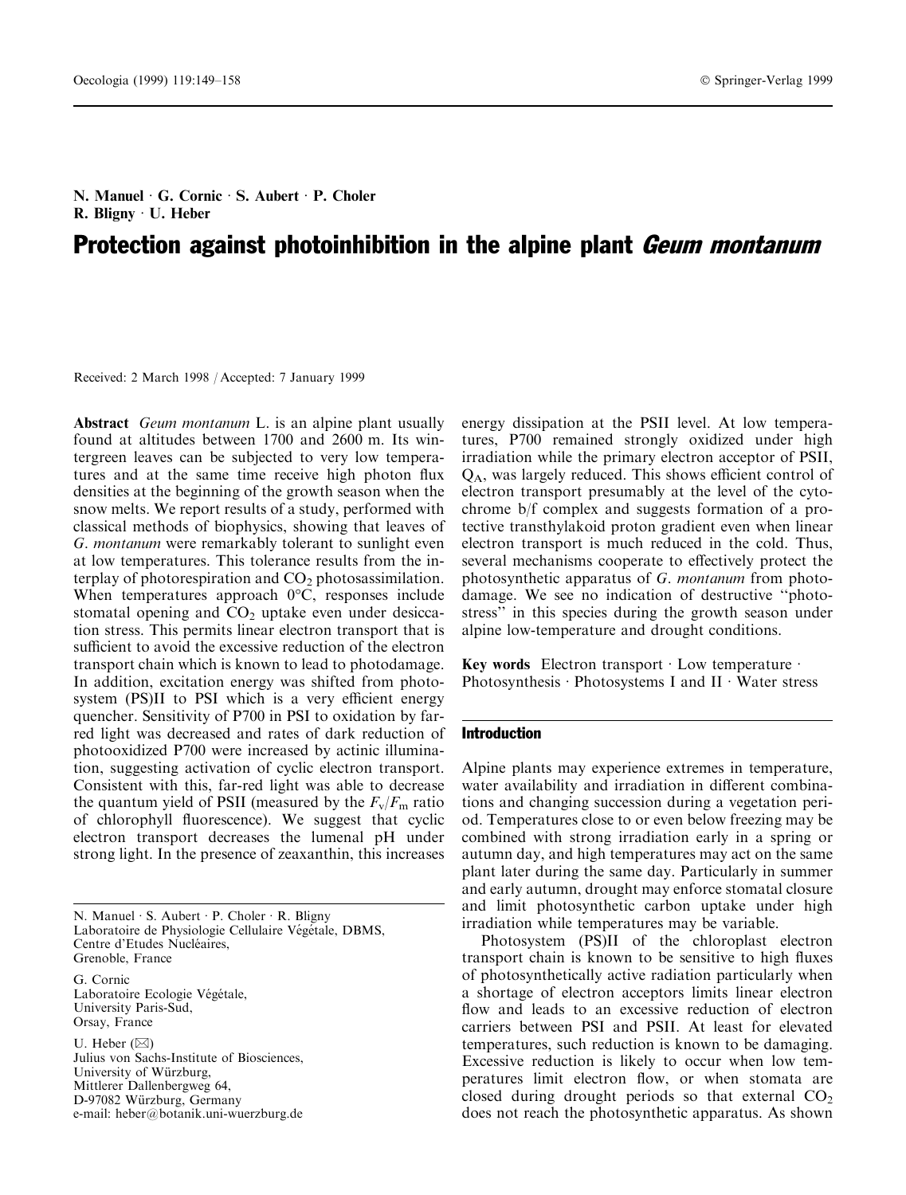N. Manuel · G. Cornic · S. Aubert · P. Choler  
R. Bligny · U. Heber

# Protection against photoinhibition in the alpine plant *Geum montanum*

Received: 2 March 1998 / Accepted: 7 January 1999

**Abstract** *Geum montanum* L. is an alpine plant usually found at altitudes between 1700 and 2600 m. Its wintergreen leaves can be subjected to very low temperatures and at the same time receive high photon flux densities at the beginning of the growth season when the snow melts. We report results of a study, performed with classical methods of biophysics, showing that leaves of *G. montanum* were remarkably tolerant to sunlight even at low temperatures. This tolerance results from the interplay of photorespiration and $CO_2$ photosassimilation. When temperatures approach 0°C, responses include stomatal opening and $CO_2$ uptake even under desiccation stress. This permits linear electron transport that is sufficient to avoid the excessive reduction of the electron transport chain which is known to lead to photodamage. In addition, excitation energy was shifted from photosystem (PS)II to PSI which is a very efficient energy quencher. Sensitivity of P700 in PSI to oxidation by far-red light was decreased and rates of dark reduction of photooxidized P700 were increased by actinic illumination, suggesting activation of cyclic electron transport. Consistent with this, far-red light was able to decrease the quantum yield of PSII (measured by the $F_v/F_m$ ratio of chlorophyll fluorescence). We suggest that cyclic electron transport decreases the lumenal pH under strong light. In the presence of zeaxanthin, this increases energy dissipation at the PSII level. At low temperatures, P700 remained strongly oxidized under high irradiation while the primary electron acceptor of PSII, $Q_A$, was largely reduced. This shows efficient control of electron transport presumably at the level of the cytochrome b/f complex and suggests formation of a protective transthylakoid proton gradient even when linear electron transport is much reduced in the cold. Thus, several mechanisms cooperate to effectively protect the photosynthetic apparatus of *G. montanum* from photodamage. We see no indication of destructive "photostress" in this species during the growth season under alpine low-temperature and drought conditions.

**Key words** Electron transport · Low temperature · Photosynthesis · Photosystems I and II · Water stress

N. Manuel · S. Aubert · P. Choler · R. Bligny  
Laboratoire de Physiologie Cellulaire Végétale, DBMS,  
Centre d'Etudes Nucléaires,  
Grenoble, France

G. Cornic  
Laboratoire Ecologie Végétale,  
University Paris-Sud,  
Orsay, France

U. Heber (✉)  
Julius von Sachs-Institute of Biosciences,  
University of Würzburg,  
Mittlerer Dallenbergweg 64,  
D-97082 Würzburg, Germany  
e-mail: heber@botanik.uni-wuerzburg.de

## Introduction

Alpine plants may experience extremes in temperature, water availability and irradiation in different combinations and changing succession during a vegetation period. Temperatures close to or even below freezing may be combined with strong irradiation early in a spring or autumn day, and high temperatures may act on the same plant later during the same day. Particularly in summer and early autumn, drought may enforce stomatal closure and limit photosynthetic carbon uptake under high irradiation while temperatures may be variable.

Photosystem (PS)II of the chloroplast electron transport chain is known to be sensitive to high fluxes of photosynthetically active radiation particularly when a shortage of electron acceptors limits linear electron flow and leads to an excessive reduction of electron carriers between PSI and PSII. At least for elevated temperatures, such reduction is known to be damaging. Excessive reduction is likely to occur when low temperatures limit electron flow, or when stomata are closed during drought periods so that external $CO_2$ does not reach the photosynthetic apparatus. As shown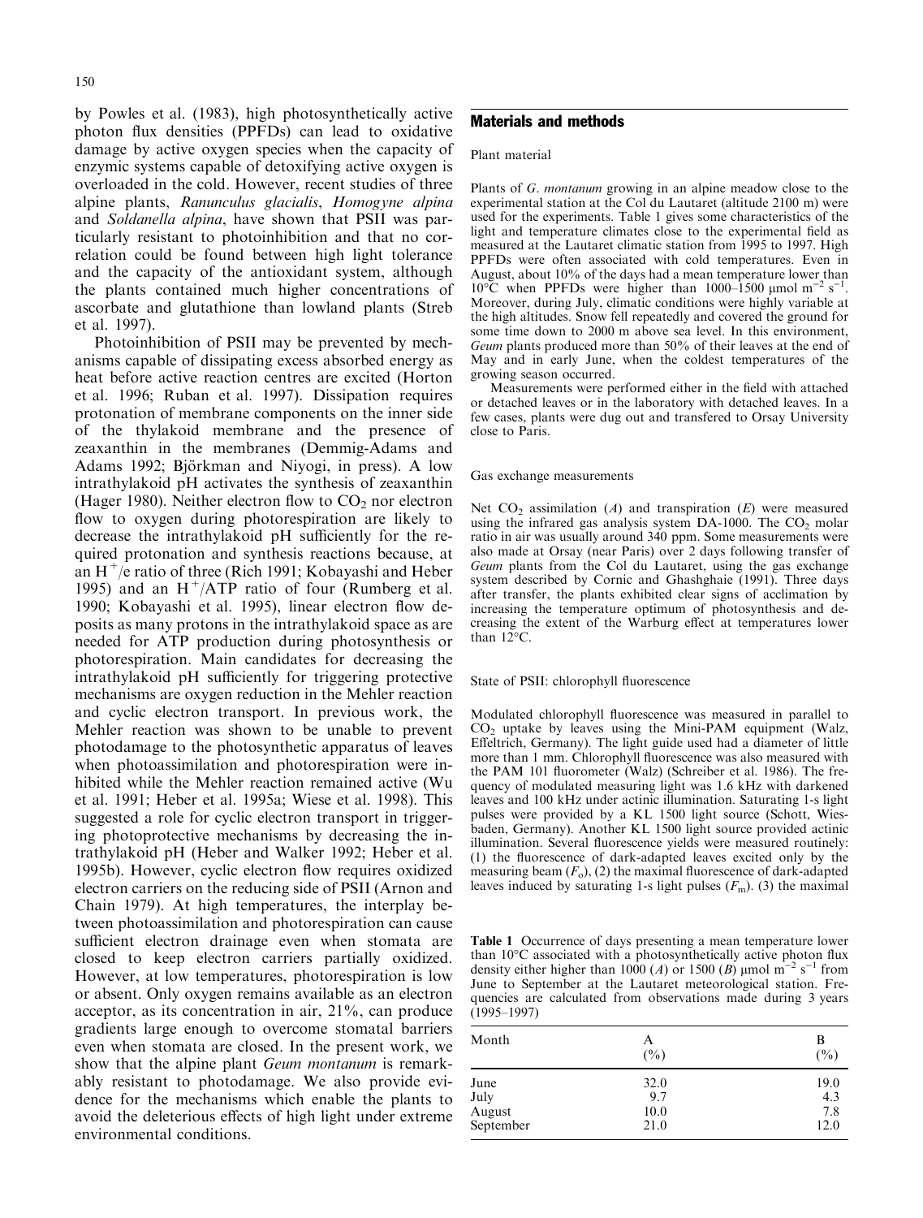by Powles et al. (1983), high photosynthetically active photon flux densities (PPFDs) can lead to oxidative damage by active oxygen species when the capacity of enzymic systems capable of detoxifying active oxygen is overloaded in the cold. However, recent studies of three alpine plants, *Ranunculus glacialis*, *Homogyne alpina* and *Soldanella alpina*, have shown that PSII was particularly resistant to photoinhibition and that no correlation could be found between high light tolerance and the capacity of the antioxidant system, although the plants contained much higher concentrations of ascorbate and glutathione than lowland plants (Streb et al. 1997).

Photoinhibition of PSII may be prevented by mechanisms capable of dissipating excess absorbed energy as heat before active reaction centres are excited (Horton et al. 1996; Ruban et al. 1997). Dissipation requires protonation of membrane components on the inner side of the thylakoid membrane and the presence of zeaxanthin in the membranes (Demmig-Adams and Adams 1992; Björkman and Niyogi, in press). A low intrathylakoid pH activates the synthesis of zeaxanthin (Hager 1980). Neither electron flow to $CO_2$ nor electron flow to oxygen during photorespiration are likely to decrease the intrathylakoid pH sufficiently for the required protonation and synthesis reactions because, at an $H^+$/e ratio of three (Rich 1991; Kobayashi and Heber 1995) and an $H^+$/ATP ratio of four (Rumberg et al. 1990; Kobayashi et al. 1995), linear electron flow deposits as many protons in the intrathylakoid space as are needed for ATP production during photosynthesis or photorespiration. Main candidates for decreasing the intrathylakoid pH sufficiently for triggering protective mechanisms are oxygen reduction in the Mehler reaction and cyclic electron transport. In previous work, the Mehler reaction was shown to be unable to prevent photodamage to the photosynthetic apparatus of leaves when photoassimilation and photorespiration were inhibited while the Mehler reaction remained active (Wu et al. 1991; Heber et al. 1995a; Wiese et al. 1998). This suggested a role for cyclic electron transport in triggering photoprotective mechanisms by decreasing the intrathylakoid pH (Heber and Walker 1992; Heber et al. 1995b). However, cyclic electron flow requires oxidized electron carriers on the reducing side of PSII (Arnon and Chain 1979). At high temperatures, the interplay between photoassimilation and photorespiration can cause sufficient electron drainage even when stomata are closed to keep electron carriers partially oxidized. However, at low temperatures, photorespiration is low or absent. Only oxygen remains available as an electron acceptor, as its concentration in air, 21%, can produce gradients large enough to overcome stomatal barriers even when stomata are closed. In the present work, we show that the alpine plant *Geum montanum* is remarkably resistant to photodamage. We also provide evidence for the mechanisms which enable the plants to avoid the deleterious effects of high light under extreme environmental conditions.

## Materials and methods

### Plant material

Plants of *G. montanum* growing in an alpine meadow close to the experimental station at the Col du Lautaret (altitude 2100 m) were used for the experiments. Table 1 gives some characteristics of the light and temperature climates close to the experimental field as measured at the Lautaret climatic station from 1995 to 1997. High PPFDs were often associated with cold temperatures. Even in August, about 10% of the days had a mean temperature lower than 10°C when PPFDs were higher than 1000–1500 μmol $m^{-2}$ $s^{-1}$. Moreover, during July, climatic conditions were highly variable at the high altitudes. Snow fell repeatedly and covered the ground for some time down to 2000 m above sea level. In this environment, *Geum* plants produced more than 50% of their leaves at the end of May and in early June, when the coldest temperatures of the growing season occurred.

Measurements were performed either in the field with attached or detached leaves or in the laboratory with detached leaves. In a few cases, plants were dug out and transfered to Orsay University close to Paris.

### Gas exchange measurements

Net $CO_2$ assimilation ($A$) and transpiration ($E$) were measured using the infrared gas analysis system DA-1000. The $CO_2$ molar ratio in air was usually around 340 ppm. Some measurements were also made at Orsay (near Paris) over 2 days following transfer of *Geum* plants from the Col du Lautaret, using the gas exchange system described by Cornic and Ghashghaie (1991). Three days after transfer, the plants exhibited clear signs of acclimation by increasing the temperature optimum of photosynthesis and decreasing the extent of the Warburg effect at temperatures lower than 12°C.

### State of PSII: chlorophyll fluorescence

Modulated chlorophyll fluorescence was measured in parallel to $CO_2$ uptake by leaves using the Mini-PAM equipment (Walz, Effeltrich, Germany). The light guide used had a diameter of little more than 1 mm. Chlorophyll fluorescence was also measured with the PAM 101 fluorometer (Walz) (Schreiber et al. 1986). The frequency of modulated measuring light was 1.6 kHz with darkened leaves and 100 kHz under actinic illumination. Saturating 1-s light pulses were provided by a KL 1500 light source (Schott, Wiesbaden, Germany). Another KL 1500 light source provided actinic illumination. Several fluorescence yields were measured routinely: (1) the fluorescence of dark-adapted leaves excited only by the measuring beam ($F_o$), (2) the maximal fluorescence of dark-adapted leaves induced by saturating 1-s light pulses ($F_m$). (3) the maximal

**Table 1** Occurrence of days presenting a mean temperature lower than 10°C associated with a photosynthetically active photon flux density either higher than 1000 (*A*) or 1500 (*B*) μmol $m^{-2}$ $s^{-1}$ from June to September at the Lautaret meteorological station. Frequencies are calculated from observations made during 3 years (1995–1997)

| Month | A (%) | B (%) |
|---|---|---|
| June | 32.0 | 19.0 |
| July | 9.7 | 4.3 |
| August | 10.0 | 7.8 |
| September | 21.0 | 12.0 |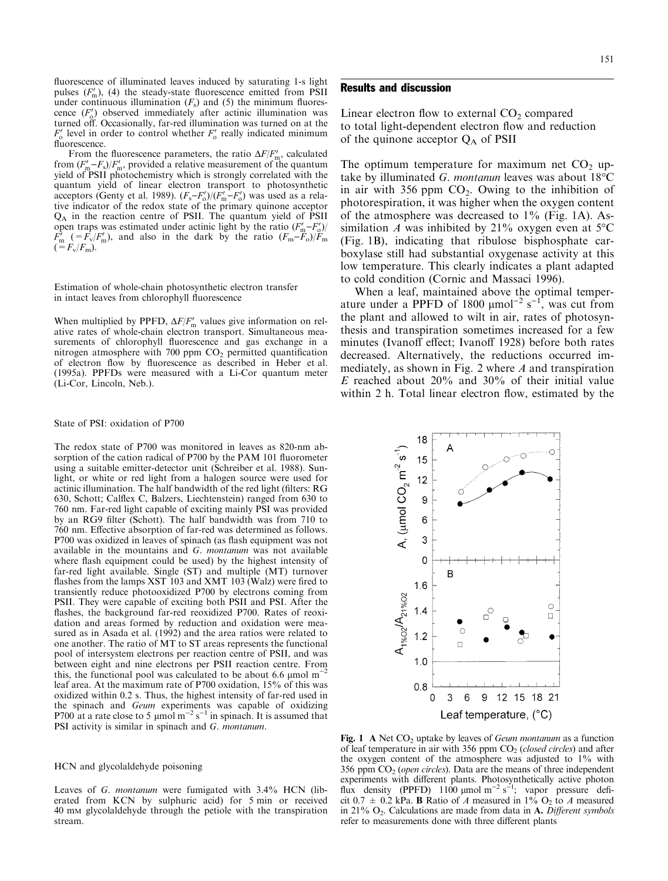fluorescence of illuminated leaves induced by saturating 1-s light pulses ($F'_m$), (4) the steady-state fluorescence emitted from PSII under continuous illumination ($F_s$) and (5) the minimum fluorescence ($F'_o$) observed immediately after actinic illumination was turned off. Occasionally, far-red illumination was turned on at the $F'_o$ level in order to control whether $F'_o$ really indicated minimum fluorescence.

From the fluorescence parameters, the ratio $\Delta F/F'_m$, calculated from $(F'_m - F_s)/F'_m$, provided a relative measurement of the quantum yield of PSII photochemistry which is strongly correlated with the quantum yield of linear electron transport to photosynthetic acceptors (Genty et al. 1989). $(F_s - F'_o)/(F'_m - F'_o)$ was used as a relative indicator of the redox state of the primary quinone acceptor $Q_A$ in the reaction centre of PSII. The quantum yield of PSII open traps was estimated under actinic light by the ratio $(F'_m - F'_o)/F'_m$ ($= F_v/F'_m$), and also in the dark by the ratio $(F_m - F_o)/F_m$ ($= F_v/F_m$).

Estimation of whole-chain photosynthetic electron transfer in intact leaves from chlorophyll fluorescence

When multiplied by PPFD, $\Delta F/F'_m$ values give information on relative rates of whole-chain electron transport. Simultaneous measurements of chlorophyll fluorescence and gas exchange in a nitrogen atmosphere with 700 ppm $CO_2$ permitted quantification of electron flow by fluorescence as described in Heber et al. (1995a). PPFDs were measured with a Li-Cor quantum meter (Li-Cor, Lincoln, Neb.).

State of PSI: oxidation of P700

The redox state of P700 was monitored in leaves as 820-nm absorption of the cation radical of P700 by the PAM 101 fluorometer using a suitable emitter-detector unit (Schreiber et al. 1988). Sunlight, or white or red light from a halogen source were used for actinic illumination. The half bandwidth of the red light (filters: RG 630, Schott; Calflex C, Balzers, Liechtenstein) ranged from 630 to 760 nm. Far-red light capable of exciting mainly PSI was provided by an RG9 filter (Schott). The half bandwidth was from 710 to 760 nm. Effective absorption of far-red was determined as follows. P700 was oxidized in leaves of spinach (as flash equipment was not available in the mountains and *G. montanum* was not available where flash equipment could be used) by the highest intensity of far-red light available. Single (ST) and multiple (MT) turnover flashes from the lamps XST 103 and XMT 103 (Walz) were fired to transiently reduce photooxidized P700 by electrons coming from PSII. They were capable of exciting both PSII and PSI. After the flashes, the background far-red reoxidized P700. Rates of reoxidation and areas formed by reduction and oxidation were measured as in Asada et al. (1992) and the area ratios were related to one another. The ratio of MT to ST areas represents the functional pool of intersystem electrons per reaction centre of PSII, and was between eight and nine electrons per PSII reaction centre. From this, the functional pool was calculated to be about 6.6 μmol $m^{-2}$ leaf area. At the maximum rate of P700 oxidation, 15% of this was oxidized within 0.2 s. Thus, the highest intensity of far-red used in the spinach and *Geum* experiments was capable of oxidizing P700 at a rate close to 5 μmol $m^{-2}$ $s^{-1}$ in spinach. It is assumed that PSI activity is similar in spinach and *G. montanum*.

HCN and glycolaldehyde poisoning

Leaves of *G. montanum* were fumigated with 3.4% HCN (liberated from KCN by sulphuric acid) for 5 min or received 40 mM glycolaldehyde through the petiole with the transpiration stream.

## Results and discussion

Linear electron flow to external $CO_2$ compared to total light-dependent electron flow and reduction of the quinone acceptor $Q_A$ of PSII

The optimum temperature for maximum net $CO_2$ uptake by illuminated *G. montanun* leaves was about 18°C in air with 356 ppm $CO_2$. Owing to the inhibition of photorespiration, it was higher when the oxygen content of the atmosphere was decreased to 1% (Fig. 1A). Assimilation *A* was inhibited by 21% oxygen even at 5°C (Fig. 1B), indicating that ribulose bisphosphate carboxylase still had substantial oxygenase activity at this low temperature. This clearly indicates a plant adapted to cold condition (Cornic and Massaci 1996).

When a leaf, maintained above the optimal temperature under a PPFD of 1800 μmol$^{-2}$ $s^{-1}$, was cut from the plant and allowed to wilt in air, rates of photosynthesis and transpiration sometimes increased for a few minutes (Ivanoff effect; Ivanoff 1928) before both rates decreased. Alternatively, the reductions occurred immediately, as shown in Fig. 2 where *A* and transpiration *E* reached about 20% and 30% of their initial value within 2 h. Total linear electron flow, estimated by the

A
A, (μmol $CO_2$ $m^{-2}$ $s^{-1}$)
18, 15, 12, 9, 6, 3, 0
B
$A_{1\%O2}/A_{21\%O2}$
1.6, 1.4, 1.2, 1.0, 0.8
0 3 6 9 12 15 18 21
Leaf temperature, (°C)

**Fig. 1** **A** Net $CO_2$ uptake by leaves of *Geum montanum* as a function of leaf temperature in air with 356 ppm $CO_2$ (*closed circles*) and after the oxygen content of the atmosphere was adjusted to 1% with 356 ppm $CO_2$ (*open circles*). Data are the means of three independent experiments with different plants. Photosynthetically active photon flux density (PPFD) 1100 μmol $m^{-2}$ $s^{-1}$; vapor pressure deficit 0.7 ± 0.2 kPa. **B** Ratio of *A* measured in 1% $O_2$ to *A* measured in 21% $O_2$. Calculations are made from data in **A**. *Different symbols* refer to measurements done with three different plants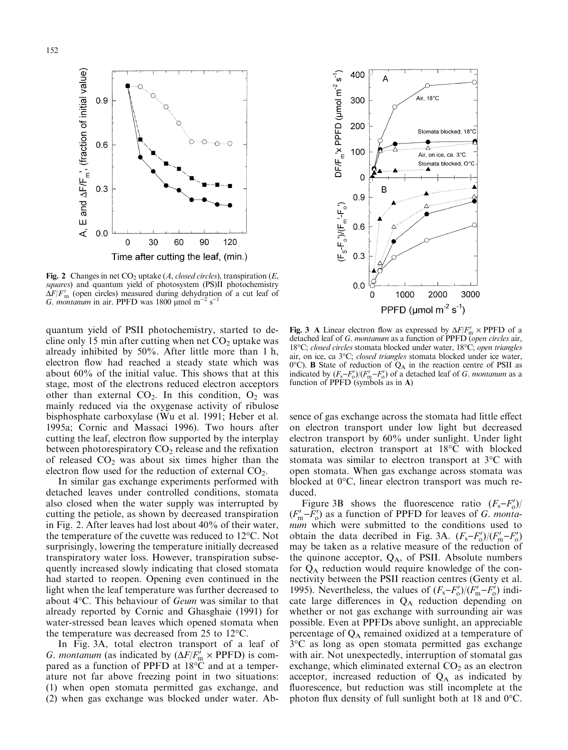A, E and $\Delta F/F_m'$, (fraction of initial value)

0.0
0.3
0.6
0.9

0 30 60 90 120

Time after cutting the leaf, (min.)

**Fig. 2** Changes in net $CO_2$ uptake (*A*, *closed circles*), transpiration (*E*, *squares*) and quantum yield of photosystem (PS)II photochemistry $\Delta F/F_m'$ (open circles) measured during dehydration of a cut leaf of *G. montanum* in air. PPFD was 1800 µmol $m^{-2}$ $s^{-1}$

DF/F$_m$'x PPFD (µmol m$^{-2}$ s$^{-1}$)

A

400
300
200
100
0

Air, 18°C

Stomata blocked, 18°C

Air, on ice, ca. 3°C

Stomata blocked, 0°C

B

$(F_S-F_o')/(F_m'-F_o')$

0.0
0.3
0.6
0.9

0 1000 2000 3000

PPFD (µmol m$^{-2}$ s$^{-1}$)

**Fig. 3** **A** Linear electron flow as expressed by $\Delta F/F_m' \times$ PPFD of a detached leaf of *G. montanum* as a function of PPFD (*open circles* air, 18°C; *closed circles* stomata blocked under water, 18°C; *open triangles* air, on ice, ca 3°C; *closed triangles* stomata blocked under ice water, 0°C). **B** State of reduction of $Q_A$ in the reaction centre of PSII as indicated by $(F_s-F_o')/(F_m'-F_o')$ of a detached leaf of *G. montanum* as a function of PPFD (symbols as in **A**)

quantum yield of PSII photochemistry, started to decline only 15 min after cutting when net $CO_2$ uptake was already inhibited by 50%. After little more than 1 h, electron flow had reached a steady state which was about 60% of the initial value. This shows that at this stage, most of the electrons reduced electron acceptors other than external $CO_2$. In this condition, $O_2$ was mainly reduced via the oxygenase activity of ribulose bisphosphate carboxylase (Wu et al. 1991; Heber et al. 1995a; Cornic and Massaci 1996). Two hours after cutting the leaf, electron flow supported by the interplay between photorespiratory $CO_2$ release and the refixation of released $CO_2$ was about six times higher than the electron flow used for the reduction of external $CO_2$.

In similar gas exchange experiments performed with detached leaves under controlled conditions, stomata also closed when the water supply was interrupted by cutting the petiole, as shown by decreased transpiration in Fig. 2. After leaves had lost about 40% of their water, the temperature of the cuvette was reduced to 12°C. Not surprisingly, lowering the temperature initially decreased transpiratory water loss. However, transpiration subsequently increased slowly indicating that closed stomata had started to reopen. Opening even continued in the light when the leaf temperature was further decreased to about 4°C. This behaviour of *Geum* was similar to that already reported by Cornic and Ghasghaie (1991) for water-stressed bean leaves which opened stomata when the temperature was decreased from 25 to 12°C.

In Fig. 3A, total electron transport of a leaf of *G. montanum* (as indicated by ($\Delta F/F_m' \times$ PPFD) is compared as a function of PPFD at 18°C and at a temperature not far above freezing point in two situations: (1) when open stomata permitted gas exchange, and (2) when gas exchange was blocked under water. Absence of gas exchange across the stomata had little effect on electron transport under low light but decreased electron transport by 60% under sunlight. Under light saturation, electron transport at 18°C with blocked stomata was similar to electron transport at 3°C with open stomata. When gas exchange across stomata was blocked at 0°C, linear electron transport was much reduced.

Figure 3B shows the fluorescence ratio $(F_s-F_o')/(F_m'-F_o')$ as a function of PPFD for leaves of *G. montanum* which were submitted to the conditions used to obtain the data decribed in Fig. 3A. $(F_s-F_o')/(F_m'-F_o')$ may be taken as a relative measure of the reduction of the quinone acceptor, $Q_A$, of PSII. Absolute numbers for $Q_A$ reduction would require knowledge of the connectivity between the PSII reaction centres (Genty et al. 1995). Nevertheless, the values of $(F_s-F_o')/(F_m'-F_o')$ indicate large differences in $Q_A$ reduction depending on whether or not gas exchange with surrounding air was possible. Even at PPFDs above sunlight, an appreciable percentage of $Q_A$ remained oxidized at a temperature of 3°C as long as open stomata permitted gas exchange with air. Not unexpectedly, interruption of stomatal gas exchange, which eliminated external $CO_2$ as an electron acceptor, increased reduction of $Q_A$ as indicated by fluorescence, but reduction was still incomplete at the photon flux density of full sunlight both at 18 and 0°C.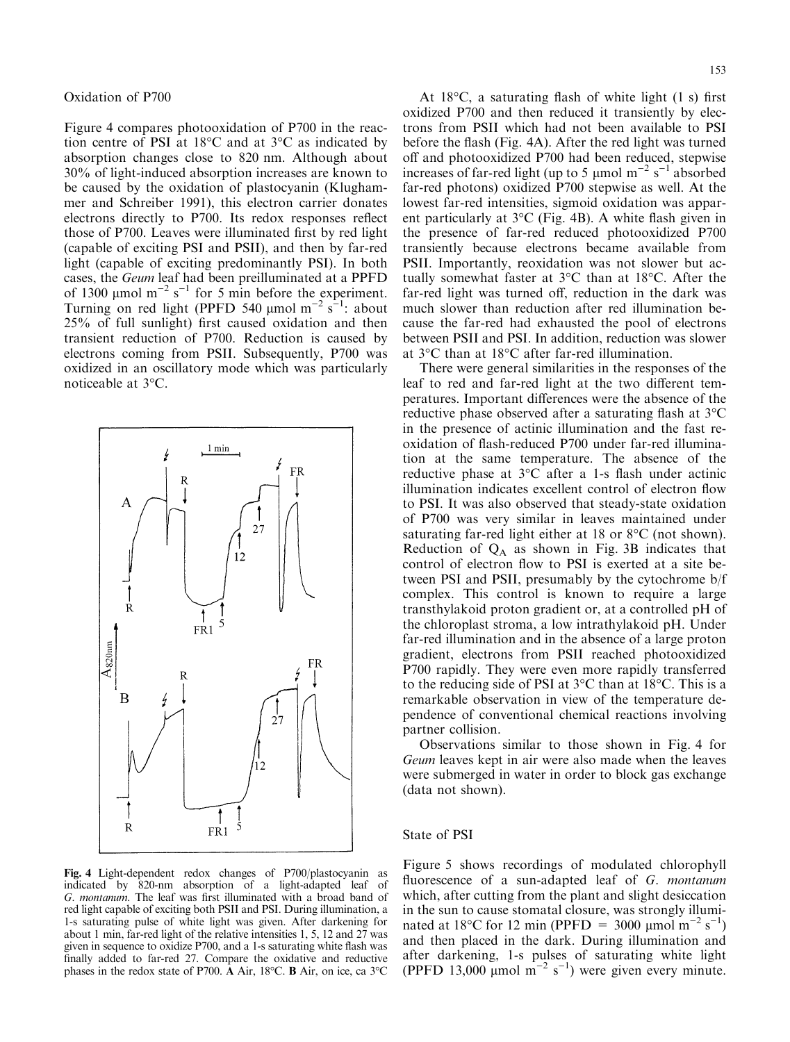## Oxidation of P700

Figure 4 compares photooxidation of P700 in the reaction centre of PSI at 18°C and at 3°C as indicated by absorption changes close to 820 nm. Although about 30% of light-induced absorption increases are known to be caused by the oxidation of plastocyanin (Klughammer and Schreiber 1991), this electron carrier donates electrons directly to P700. Its redox responses reflect those of P700. Leaves were illuminated first by red light (capable of exciting PSI and PSII), and then by far-red light (capable of exciting predominantly PSI). In both cases, the *Geum* leaf had been preilluminated at a PPFD of 1300 μmol $m^{-2}$ $s^{-1}$ for 5 min before the experiment. Turning on red light (PPFD 540 μmol $m^{-2}$ $s^{-1}$: about 25% of full sunlight) first caused oxidation and then transient reduction of P700. Reduction is caused by electrons coming from PSII. Subsequently, P700 was oxidized in an oscillatory mode which was particularly noticeable at 3°C.

1 min
A
R
R
FR1
5
12
27
FR
$A_{820nm}$
B
R
R
FR1
5
12
27
FR

**Fig. 4** Light-dependent redox changes of P700/plastocyanin as indicated by 820-nm absorption of a light-adapted leaf of *G. montanum*. The leaf was first illuminated with a broad band of red light capable of exciting both PSII and PSI. During illumination, a 1-s saturating pulse of white light was given. After darkening for about 1 min, far-red light of the relative intensities 1, 5, 12 and 27 was given in sequence to oxidize P700, and a 1-s saturating white flash was finally added to far-red 27. Compare the oxidative and reductive phases in the redox state of P700. **A** Air, 18°C. **B** Air, on ice, ca 3°C

At 18°C, a saturating flash of white light (1 s) first oxidized P700 and then reduced it transiently by electrons from PSII which had not been available to PSI before the flash (Fig. 4A). After the red light was turned off and photooxidized P700 had been reduced, stepwise increases of far-red light (up to 5 μmol $m^{-2}$ $s^{-1}$ absorbed far-red photons) oxidized P700 stepwise as well. At the lowest far-red intensities, sigmoid oxidation was apparent particularly at 3°C (Fig. 4B). A white flash given in the presence of far-red reduced photooxidized P700 transiently because electrons became available from PSII. Importantly, reoxidation was not slower but actually somewhat faster at 3°C than at 18°C. After the far-red light was turned off, reduction in the dark was much slower than reduction after red illumination because the far-red had exhausted the pool of electrons between PSII and PSI. In addition, reduction was slower at 3°C than at 18°C after far-red illumination.

There were general similarities in the responses of the leaf to red and far-red light at the two different temperatures. Important differences were the absence of the reductive phase observed after a saturating flash at 3°C in the presence of actinic illumination and the fast reoxidation of flash-reduced P700 under far-red illumination at the same temperature. The absence of the reductive phase at 3°C after a 1-s flash under actinic illumination indicates excellent control of electron flow to PSI. It was also observed that steady-state oxidation of P700 was very similar in leaves maintained under saturating far-red light either at 18 or 8°C (not shown). Reduction of $Q_A$ as shown in Fig. 3B indicates that control of electron flow to PSI is exerted at a site between PSI and PSII, presumably by the cytochrome b/f complex. This control is known to require a large transthylakoid proton gradient or, at a controlled pH of the chloroplast stroma, a low intrathylakoid pH. Under far-red illumination and in the absence of a large proton gradient, electrons from PSII reached photooxidized P700 rapidly. They were even more rapidly transferred to the reducing side of PSI at 3°C than at 18°C. This is a remarkable observation in view of the temperature dependence of conventional chemical reactions involving partner collision.

Observations similar to those shown in Fig. 4 for *Geum* leaves kept in air were also made when the leaves were submerged in water in order to block gas exchange (data not shown).

## State of PSI

Figure 5 shows recordings of modulated chlorophyll fluorescence of a sun-adapted leaf of *G. montanum* which, after cutting from the plant and slight desiccation in the sun to cause stomatal closure, was strongly illuminated at 18°C for 12 min (PPFD = 3000 μmol $m^{-2}$ $s^{-1}$) and then placed in the dark. During illumination and after darkening, 1-s pulses of saturating white light (PPFD 13,000 μmol $m^{-2}$ $s^{-1}$) were given every minute.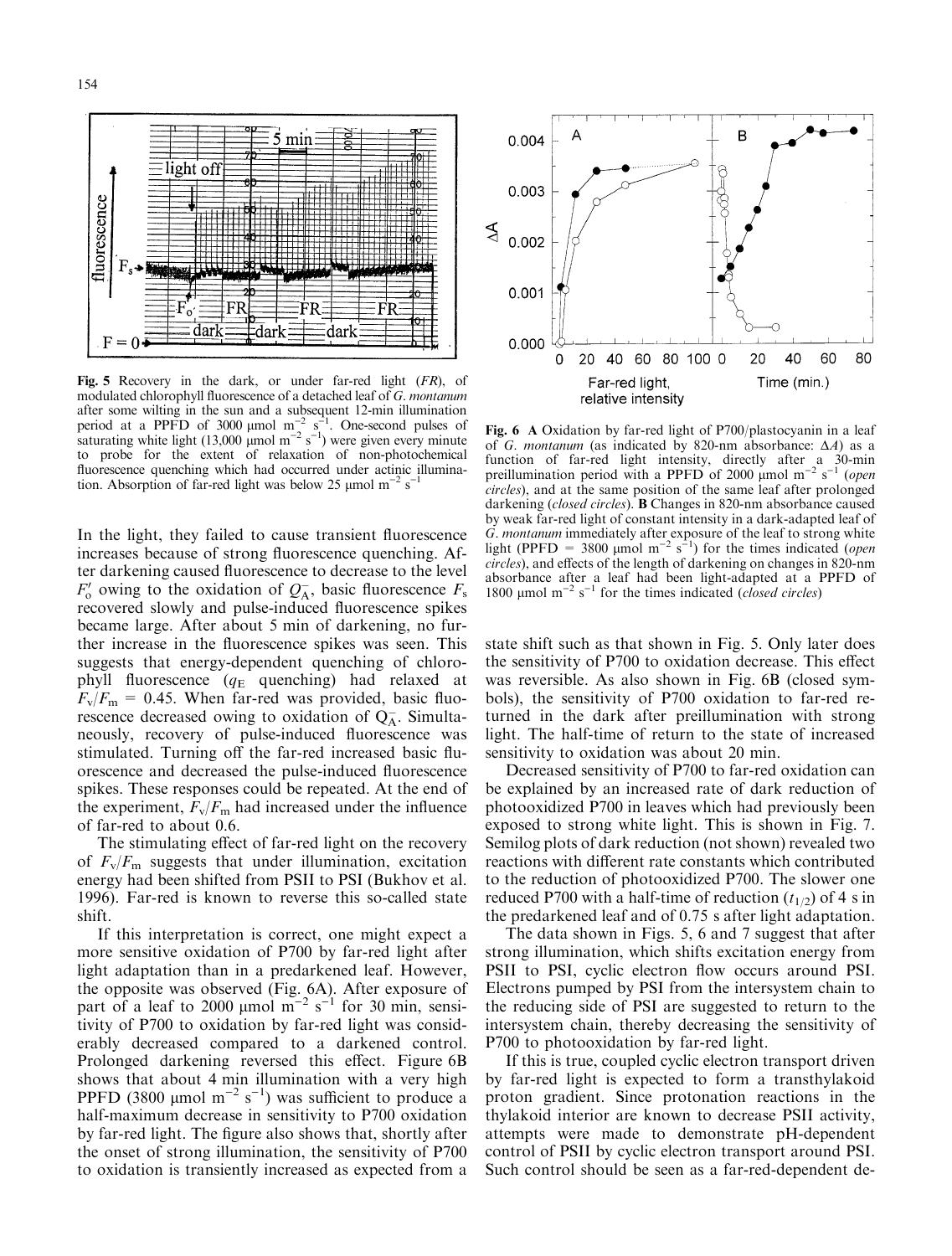5 min

light off

fluorescence

$F_s$

$F_{o'}$

FR

FR

FR

dark

dark

dark

F = 0

**Fig. 5** Recovery in the dark, or under far-red light (*FR*), of modulated chlorophyll fluorescence of a detached leaf of *G. montanum* after some wilting in the sun and a subsequent 12-min illumination period at a PPFD of 3000 µmol m$^{-2}$ s$^{-1}$. One-second pulses of saturating white light (13,000 µmol m$^{-2}$ s$^{-1}$) were given every minute to probe for the extent of relaxation of non-photochemical fluorescence quenching which had occurred under actinic illumination. Absorption of far-red light was below 25 µmol m$^{-2}$ s$^{-1}$

In the light, they failed to cause transient fluorescence increases because of strong fluorescence quenching. After darkening caused fluorescence to decrease to the level $F_o'$ owing to the oxidation of $Q_A^-$, basic fluorescence $F_s$ recovered slowly and pulse-induced fluorescence spikes became large. After about 5 min of darkening, no further increase in the fluorescence spikes was seen. This suggests that energy-dependent quenching of chlorophyll fluorescence ($q_E$ quenching) had relaxed at $F_v/F_m$ = 0.45. When far-red was provided, basic fluorescence decreased owing to oxidation of $Q_A^-$. Simultaneously, recovery of pulse-induced fluorescence was stimulated. Turning off the far-red increased basic fluorescence and decreased the pulse-induced fluorescence spikes. These responses could be repeated. At the end of the experiment, $F_v/F_m$ had increased under the influence of far-red to about 0.6.

The stimulating effect of far-red light on the recovery of $F_v/F_m$ suggests that under illumination, excitation energy had been shifted from PSII to PSI (Bukhov et al. 1996). Far-red is known to reverse this so-called state shift.

If this interpretation is correct, one might expect a more sensitive oxidation of P700 by far-red light after light adaptation than in a predarkened leaf. However, the opposite was observed (Fig. 6A). After exposure of part of a leaf to 2000 µmol m$^{-2}$ s$^{-1}$ for 30 min, sensitivity of P700 to oxidation by far-red light was considerably decreased compared to a darkened control. Prolonged darkening reversed this effect. Figure 6B shows that about 4 min illumination with a very high PPFD (3800 µmol m$^{-2}$ s$^{-1}$) was sufficient to produce a half-maximum decrease in sensitivity to P700 oxidation by far-red light. The figure also shows that, shortly after the onset of strong illumination, the sensitivity of P700 to oxidation is transiently increased as expected from a

A

B

0.004

0.003

0.002

0.001

0.000

ΔA

0 20 40 60 80 100

Far-red light, relative intensity

0 20 40 60 80

Time (min.)

**Fig. 6** **A** Oxidation by far-red light of P700/plastocyanin in a leaf of *G. montanum* (as indicated by 820-nm absorbance: Δ*A*) as a function of far-red light intensity, directly after a 30-min preillumination period with a PPFD of 2000 µmol m$^{-2}$ s$^{-1}$ (*open circles*), and at the same position of the same leaf after prolonged darkening (*closed circles*). **B** Changes in 820-nm absorbance caused by weak far-red light of constant intensity in a dark-adapted leaf of *G. montanum* immediately after exposure of the leaf to strong white light (PPFD = 3800 µmol m$^{-2}$ s$^{-1}$) for the times indicated (*open circles*), and effects of the length of darkening on changes in 820-nm absorbance after a leaf had been light-adapted at a PPFD of 1800 µmol m$^{-2}$ s$^{-1}$ for the times indicated (*closed circles*)

state shift such as that shown in Fig. 5. Only later does the sensitivity of P700 to oxidation decrease. This effect was reversible. As also shown in Fig. 6B (closed symbols), the sensitivity of P700 oxidation to far-red returned in the dark after preillumination with strong light. The half-time of return to the state of increased sensitivity to oxidation was about 20 min.

Decreased sensitivity of P700 to far-red oxidation can be explained by an increased rate of dark reduction of photooxidized P700 in leaves which had previously been exposed to strong white light. This is shown in Fig. 7. Semilog plots of dark reduction (not shown) revealed two reactions with different rate constants which contributed to the reduction of photooxidized P700. The slower one reduced P700 with a half-time of reduction ($t_{1/2}$) of 4 s in the predarkened leaf and of 0.75 s after light adaptation.

The data shown in Figs. 5, 6 and 7 suggest that after strong illumination, which shifts excitation energy from PSII to PSI, cyclic electron flow occurs around PSI. Electrons pumped by PSI from the intersystem chain to the reducing side of PSI are suggested to return to the intersystem chain, thereby decreasing the sensitivity of P700 to photooxidation by far-red light.

If this is true, coupled cyclic electron transport driven by far-red light is expected to form a transthylakoid proton gradient. Since protonation reactions in the thylakoid interior are known to decrease PSII activity, attempts were made to demonstrate pH-dependent control of PSII by cyclic electron transport around PSI. Such control should be seen as a far-red-dependent de-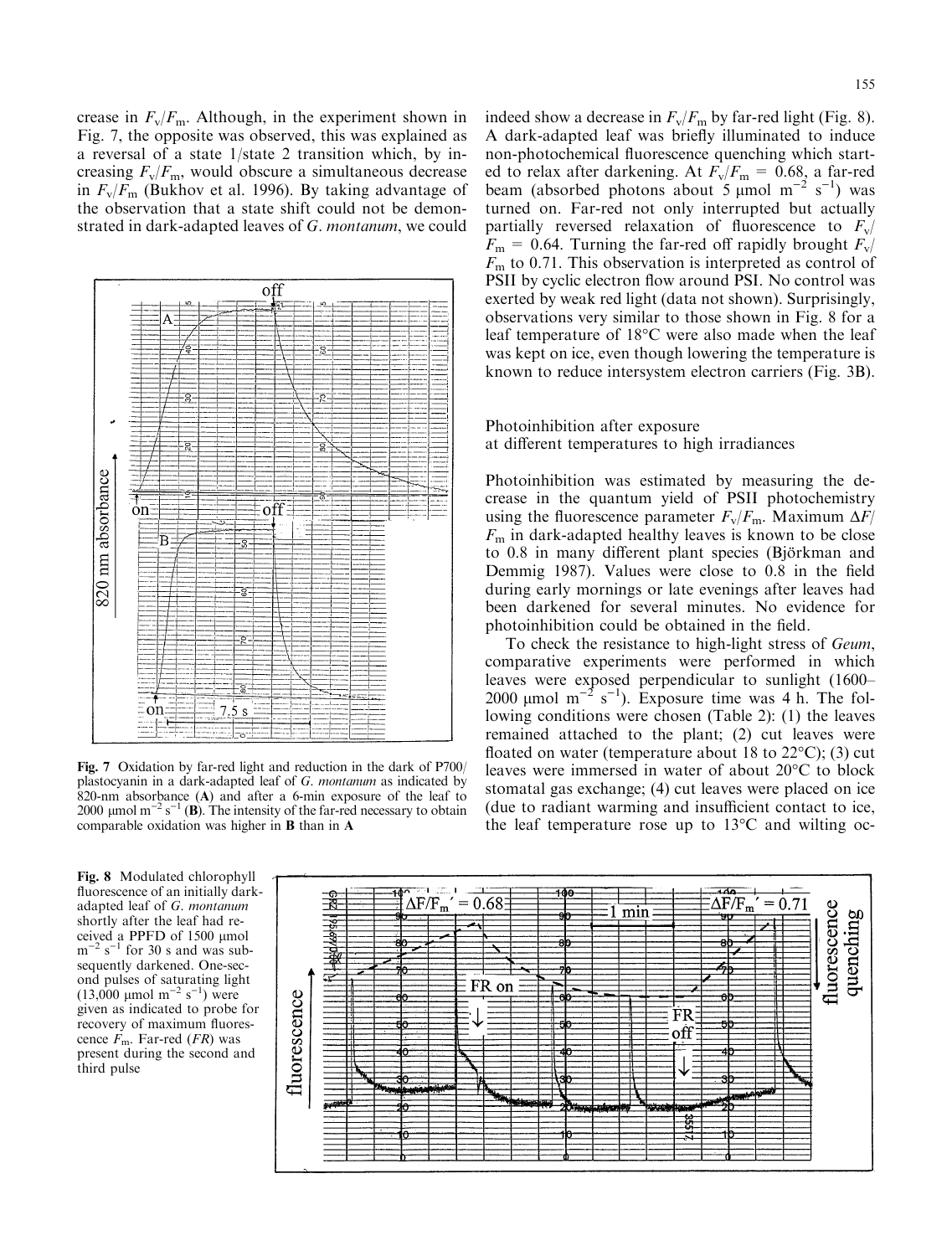crease in $F_v/F_m$. Although, in the experiment shown in Fig. 7, the opposite was observed, this was explained as a reversal of a state 1/state 2 transition which, by increasing $F_v/F_m$, would obscure a simultaneous decrease in $F_v/F_m$ (Bukhov et al. 1996). By taking advantage of the observation that a state shift could not be demonstrated in dark-adapted leaves of *G. montanum*, we could indeed show a decrease in $F_v/F_m$ by far-red light (Fig. 8). A dark-adapted leaf was briefly illuminated to induce non-photochemical fluorescence quenching which started to relax after darkening. At $F_v/F_m$ = 0.68, a far-red beam (absorbed photons about 5 μmol $m^{-2}$ $s^{-1}$) was turned on. Far-red not only interrupted but actually partially reversed relaxation of fluorescence to $F_v/F_m$ = 0.64. Turning the far-red off rapidly brought $F_v/F_m$ to 0.71. This observation is interpreted as control of PSII by cyclic electron flow around PSI. No control was exerted by weak red light (data not shown). Surprisingly, observations very similar to those shown in Fig. 8 for a leaf temperature of 18°C were also made when the leaf was kept on ice, even though lowering the temperature is known to reduce intersystem electron carriers (Fig. 3B).

off
A
on
off
B
on
7.5 s
820 nm absorbance

Fig. 7 Oxidation by far-red light and reduction in the dark of P700/plastocyanin in a dark-adapted leaf of *G. montanum* as indicated by 820-nm absorbance (**A**) and after a 6-min exposure of the leaf to 2000 μmol $m^{-2}$ $s^{-1}$ (**B**). The intensity of the far-red necessary to obtain comparable oxidation was higher in **B** than in **A**

## Photoinhibition after exposure at different temperatures to high irradiances

Photoinhibition was estimated by measuring the decrease in the quantum yield of PSII photochemistry using the fluorescence parameter $F_v/F_m$. Maximum $\Delta F/F_m$ in dark-adapted healthy leaves is known to be close to 0.8 in many different plant species (Björkman and Demmig 1987). Values were close to 0.8 in the field during early mornings or late evenings after leaves had been darkened for several minutes. No evidence for photoinhibition could be obtained in the field.

To check the resistance to high-light stress of *Geum*, comparative experiments were performed in which leaves were exposed perpendicular to sunlight (1600–2000 μmol $m^{-2}$ $s^{-1}$). Exposure time was 4 h. The following conditions were chosen (Table 2): (1) the leaves remained attached to the plant; (2) cut leaves were floated on water (temperature about 18 to 22°C); (3) cut leaves were immersed in water of about 20°C to block stomatal gas exchange; (4) cut leaves were placed on ice (due to radiant warming and insufficient contact to ice, the leaf temperature rose up to 13°C and wilting oc-

$\Delta F/F_m'$ = 0.68
$\Delta F/F_m'$ = 0.71
1 min
FR on
FR off
fluorescence
fluorescence quenching

Fig. 8 Modulated chlorophyll fluorescence of an initially dark-adapted leaf of *G. montanum* shortly after the leaf had received a PPFD of 1500 μmol $m^{-2}$ $s^{-1}$ for 30 s and was subsequently darkened. One-second pulses of saturating light (13,000 μmol $m^{-2}$ $s^{-1}$) were given as indicated to probe for recovery of maximum fluorescence $F_m$. Far-red (*FR*) was present during the second and third pulse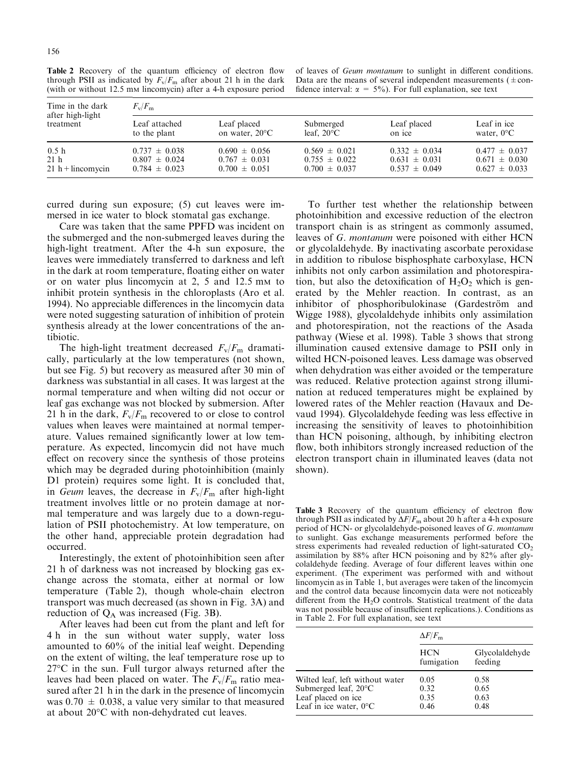**Table 2** Recovery of the quantum efficiency of electron flow through PSII as indicated by $F_v/F_m$ after about 21 h in the dark (with or without 12.5 mM lincomycin) after a 4-h exposure period of leaves of *Geum montanum* to sunlight in different conditions. Data are the means of several independent measurements (± confidence interval: $\alpha$ = 5%). For full explanation, see text

| Time in the dark after high-light treatment | $F_v/F_m$ | | | | |
|---|---|---|---|---|---|
| | Leaf attached to the plant | Leaf placed on water, 20°C | Submerged leaf, 20°C | Leaf placed on ice | Leaf in ice water, 0°C |
| 0.5 h | 0.737 ± 0.038 | 0.690 ± 0.056 | 0.569 ± 0.021 | 0.332 ± 0.034 | 0.477 ± 0.037 |
| 21 h | 0.807 ± 0.024 | 0.767 ± 0.031 | 0.755 ± 0.022 | 0.631 ± 0.031 | 0.671 ± 0.030 |
| 21 h + lincomycin | 0.784 ± 0.023 | 0.700 ± 0.051 | 0.700 ± 0.037 | 0.537 ± 0.049 | 0.627 ± 0.033 |

curred during sun exposure; (5) cut leaves were immersed in ice water to block stomatal gas exchange.

Care was taken that the same PPFD was incident on the submerged and the non-submerged leaves during the high-light treatment. After the 4-h sun exposure, the leaves were immediately transferred to darkness and left in the dark at room temperature, floating either on water or on water plus lincomycin at 2, 5 and 12.5 mM to inhibit protein synthesis in the chloroplasts (Aro et al. 1994). No appreciable differences in the lincomycin data were noted suggesting saturation of inhibition of protein synthesis already at the lower concentrations of the antibiotic.

The high-light treatment decreased $F_v/F_m$ dramatically, particularly at the low temperatures (not shown, but see Fig. 5) but recovery as measured after 30 min of darkness was substantial in all cases. It was largest at the normal temperature and when wilting did not occur or leaf gas exchange was not blocked by submersion. After 21 h in the dark, $F_v/F_m$ recovered to or close to control values when leaves were maintained at normal temperature. Values remained significantly lower at low temperature. As expected, lincomycin did not have much effect on recovery since the synthesis of those proteins which may be degraded during photoinhibition (mainly D1 protein) requires some light. It is concluded that, in *Geum* leaves, the decrease in $F_v/F_m$ after high-light treatment involves little or no protein damage at normal temperature and was largely due to a down-regulation of PSII photochemistry. At low temperature, on the other hand, appreciable protein degradation had occurred.

Interestingly, the extent of photoinhibition seen after 21 h of darkness was not increased by blocking gas exchange across the stomata, either at normal or low temperature (Table 2), though whole-chain electron transport was much decreased (as shown in Fig. 3A) and reduction of $Q_A$ was increased (Fig. 3B).

After leaves had been cut from the plant and left for 4 h in the sun without water supply, water loss amounted to 60% of the initial leaf weight. Depending on the extent of wilting, the leaf temperature rose up to 27°C in the sun. Full turgor always returned after the leaves had been placed on water. The $F_v/F_m$ ratio measured after 21 h in the dark in the presence of lincomycin was 0.70 ± 0.038, a value very similar to that measured at about 20°C with non-dehydrated cut leaves.

To further test whether the relationship between photoinhibition and excessive reduction of the electron transport chain is as stringent as commonly assumed, leaves of *G. montanum* were poisoned with either HCN or glycolaldehyde. By inactivating ascorbate peroxidase in addition to ribulose bisphosphate carboxylase, HCN inhibits not only carbon assimilation and photorespiration, but also the detoxification of $H_2O_2$ which is generated by the Mehler reaction. In contrast, as an inhibitor of phosphoribulokinase (Gardeström and Wigge 1988), glycolaldehyde inhibits only assimilation and photorespiration, not the reactions of the Asada pathway (Wiese et al. 1998). Table 3 shows that strong illumination caused extensive damage to PSII only in wilted HCN-poisoned leaves. Less damage was observed when dehydration was either avoided or the temperature was reduced. Relative protection against strong illumination at reduced temperatures might be explained by lowered rates of the Mehler reaction (Havaux and Devaud 1994). Glycolaldehyde feeding was less effective in increasing the sensitivity of leaves to photoinhibition than HCN poisoning, although, by inhibiting electron flow, both inhibitors strongly increased reduction of the electron transport chain in illuminated leaves (data not shown).

**Table 3** Recovery of the quantum efficiency of electron flow through PSII as indicated by $\Delta F/F_m$ about 20 h after a 4-h exposure period of HCN- or glycolaldehyde-poisoned leaves of *G. montanum* to sunlight. Gas exchange measurements performed before the stress experiments had revealed reduction of light-saturated $CO_2$ assimilation by 88% after HCN poisoning and by 82% after glycolaldehyde feeding. Average of four different leaves within one experiment. (The experiment was performed with and without lincomycin as in Table 1, but averages were taken of the lincomycin and the control data because lincomycin data were not noticeably different from the $H_2O$ controls. Statistical treatment of the data was not possible because of insufficient replications.). Conditions as in Table 2. For full explanation, see text

| | $\Delta F/F_m$ | |
|---|---|---|
| | HCN fumigation | Glycolaldehyde feeding |
| Wilted leaf, left without water | 0.05 | 0.58 |
| Submerged leaf, 20°C | 0.32 | 0.65 |
| Leaf placed on ice | 0.35 | 0.63 |
| Leaf in ice water, 0°C | 0.46 | 0.48 |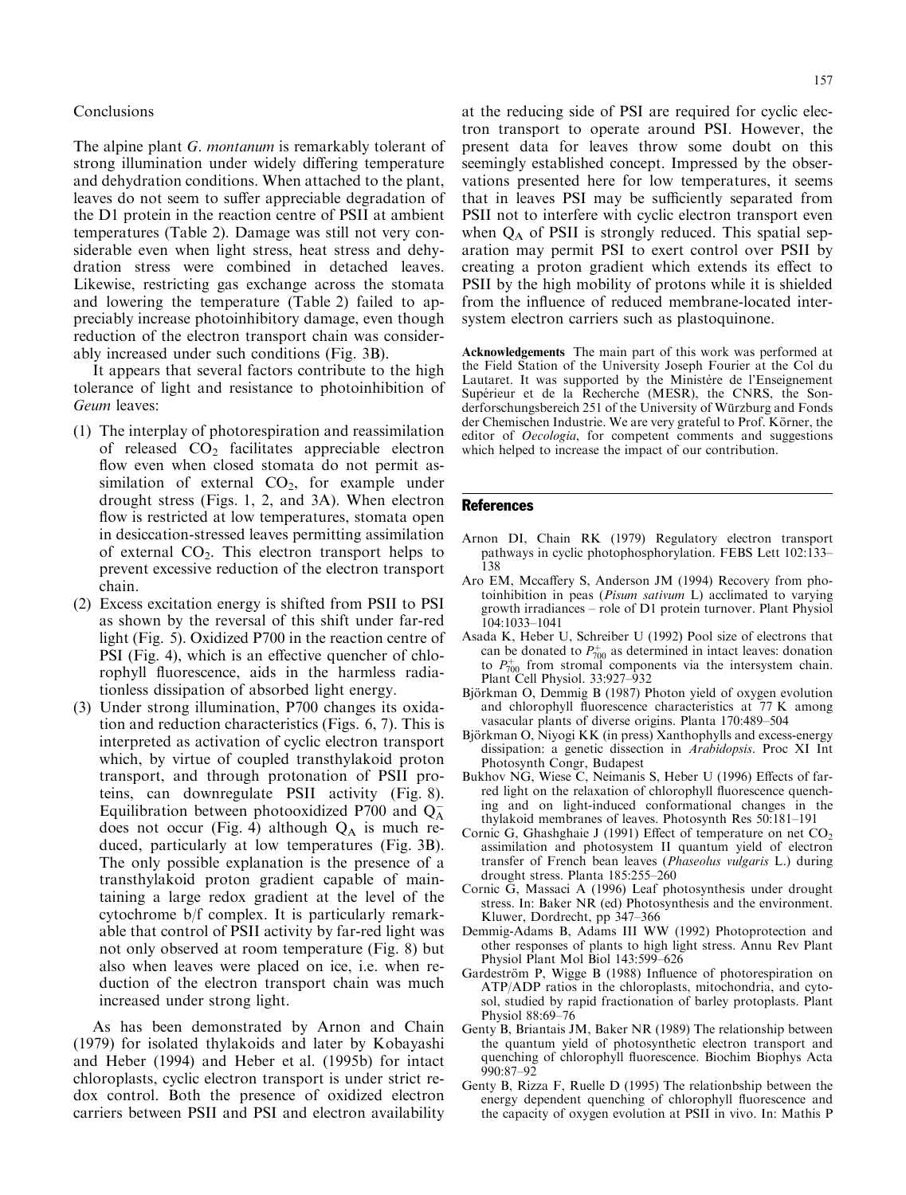## Conclusions

The alpine plant *G. montanum* is remarkably tolerant of strong illumination under widely differing temperature and dehydration conditions. When attached to the plant, leaves do not seem to suffer appreciable degradation of the D1 protein in the reaction centre of PSII at ambient temperatures (Table 2). Damage was still not very considerable even when light stress, heat stress and dehydration stress were combined in detached leaves. Likewise, restricting gas exchange across the stomata and lowering the temperature (Table 2) failed to appreciably increase photoinhibitory damage, even though reduction of the electron transport chain was considerably increased under such conditions (Fig. 3B).

It appears that several factors contribute to the high tolerance of light and resistance to photoinhibition of *Geum* leaves:

(1) The interplay of photorespiration and reassimilation of released $CO_2$ facilitates appreciable electron flow even when closed stomata do not permit assimilation of external $CO_2$, for example under drought stress (Figs. 1, 2, and 3A). When electron flow is restricted at low temperatures, stomata open in desiccation-stressed leaves permitting assimilation of external $CO_2$. This electron transport helps to prevent excessive reduction of the electron transport chain.

(2) Excess excitation energy is shifted from PSII to PSI as shown by the reversal of this shift under far-red light (Fig. 5). Oxidized P700 in the reaction centre of PSI (Fig. 4), which is an effective quencher of chlorophyll fluorescence, aids in the harmless radiationless dissipation of absorbed light energy.

(3) Under strong illumination, P700 changes its oxidation and reduction characteristics (Figs. 6, 7). This is interpreted as activation of cyclic electron transport which, by virtue of coupled transthylakoid proton transport, and through protonation of PSII proteins, can downregulate PSII activity (Fig. 8). Equilibration between photooxidized P700 and $Q_A^-$ does not occur (Fig. 4) although $Q_A$ is much reduced, particularly at low temperatures (Fig. 3B). The only possible explanation is the presence of a transthylakoid proton gradient capable of maintaining a large redox gradient at the level of the cytochrome b/f complex. It is particularly remarkable that control of PSII activity by far-red light was not only observed at room temperature (Fig. 8) but also when leaves were placed on ice, i.e. when reduction of the electron transport chain was much increased under strong light.

As has been demonstrated by Arnon and Chain (1979) for isolated thylakoids and later by Kobayashi and Heber (1994) and Heber et al. (1995b) for intact chloroplasts, cyclic electron transport is under strict redox control. Both the presence of oxidized electron carriers between PSII and PSI and electron availability at the reducing side of PSI are required for cyclic electron transport to operate around PSI. However, the present data for leaves throw some doubt on this seemingly established concept. Impressed by the observations presented here for low temperatures, it seems that in leaves PSI may be sufficiently separated from PSII not to interfere with cyclic electron transport even when $Q_A$ of PSII is strongly reduced. This spatial separation may permit PSI to exert control over PSII by creating a proton gradient which extends its effect to PSII by the high mobility of protons while it is shielded from the influence of reduced membrane-located intersystem electron carriers such as plastoquinone.

**Acknowledgements** The main part of this work was performed at the Field Station of the University Joseph Fourier at the Col du Lautaret. It was supported by the Ministère de l'Enseignement Supérieur et de la Recherche (MESR), the CNRS, the Sonderforschungsbereich 251 of the University of Würzburg and Fonds der Chemischen Industrie. We are very grateful to Prof. Körner, the editor of *Oecologia*, for competent comments and suggestions which helped to increase the impact of our contribution.

## References

Arnon DI, Chain RK (1979) Regulatory electron transport pathways in cyclic photophosphorylation. FEBS Lett 102:133–138

Aro EM, Mccaffery S, Anderson JM (1994) Recovery from photoinhibition in peas (*Pisum sativum* L) acclimated to varying growth irradiances – role of D1 protein turnover. Plant Physiol 104:1033–1041

Asada K, Heber U, Schreiber U (1992) Pool size of electrons that can be donated to $P_{700}^+$ as determined in intact leaves: donation to $P_{700}^+$ from stromal components via the intersystem chain. Plant Cell Physiol. 33:927–932

Björkman O, Demmig B (1987) Photon yield of oxygen evolution and chlorophyll fluorescence characteristics at 77 K among vasacular plants of diverse origins. Planta 170:489–504

Björkman O, Niyogi KK (in press) Xanthophylls and excess-energy dissipation: a genetic dissection in *Arabidopsis*. Proc XI Int Photosynth Congr, Budapest

Bukhov NG, Wiese C, Neimanis S, Heber U (1996) Effects of far-red light on the relaxation of chlorophyll fluorescence quenching and on light-induced conformational changes in the thylakoid membranes of leaves. Photosynth Res 50:181–191

Cornic G, Ghashghaie J (1991) Effect of temperature on net $CO_2$ assimilation and photosystem II quantum yield of electron transfer of French bean leaves (*Phaseolus vulgaris* L.) during drought stress. Planta 185:255–260

Cornic G, Massaci A (1996) Leaf photosynthesis under drought stress. In: Baker NR (ed) Photosynthesis and the environment. Kluwer, Dordrecht, pp 347–366

Demmig-Adams B, Adams III WW (1992) Photoprotection and other responses of plants to high light stress. Annu Rev Plant Physiol Plant Mol Biol 143:599–626

Gardeström P, Wigge B (1988) Influence of photorespiration on ATP/ADP ratios in the chloroplasts, mitochondria, and cytosol, studied by rapid fractionation of barley protoplasts. Plant Physiol 88:69–76

Genty B, Briantais JM, Baker NR (1989) The relationship between the quantum yield of photosynthetic electron transport and quenching of chlorophyll fluorescence. Biochim Biophys Acta 990:87–92

Genty B, Rizza F, Ruelle D (1995) The relationbship between the energy dependent quenching of chlorophyll fluorescence and the capacity of oxygen evolution at PSII in vivo. In: Mathis P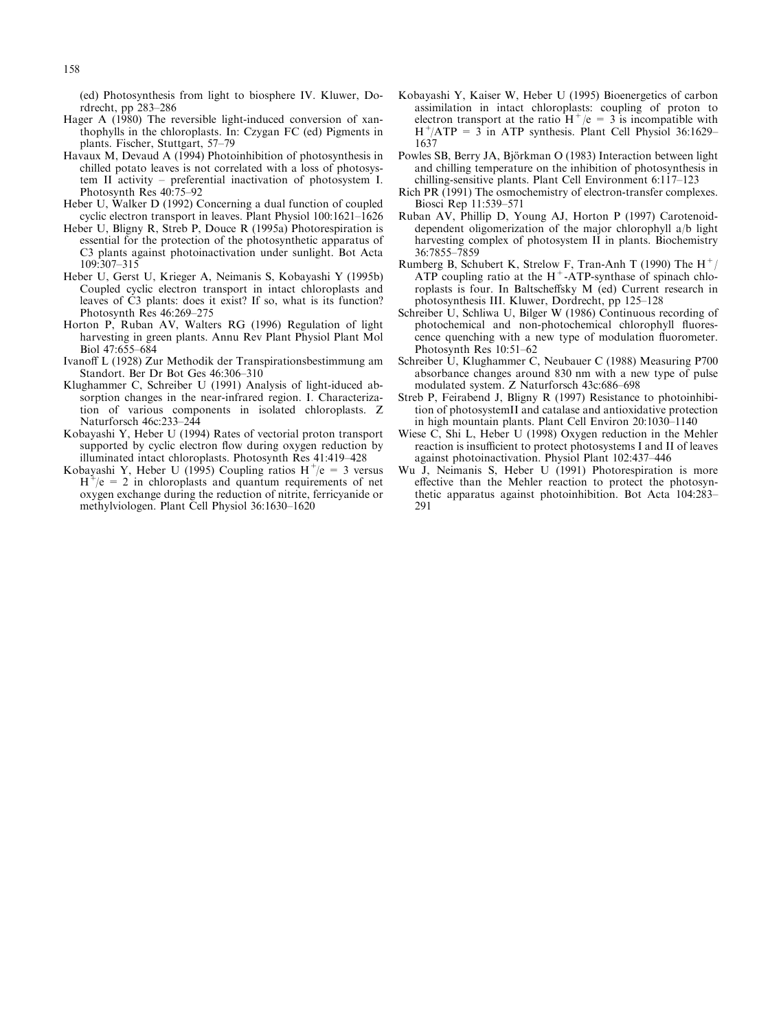(ed) Photosynthesis from light to biosphere IV. Kluwer, Dordrecht, pp 283–286

Hager A (1980) The reversible light-induced conversion of xanthophylls in the chloroplasts. In: Czygan FC (ed) Pigments in plants. Fischer, Stuttgart, 57–79

Havaux M, Devaud A (1994) Photoinhibition of photosynthesis in chilled potato leaves is not correlated with a loss of photosystem II activity – preferential inactivation of photosystem I. Photosynth Res 40:75–92

Heber U, Walker D (1992) Concerning a dual function of coupled cyclic electron transport in leaves. Plant Physiol 100:1621–1626

Heber U, Bligny R, Streb P, Douce R (1995a) Photorespiration is essential for the protection of the photosynthetic apparatus of C3 plants against photoinactivation under sunlight. Bot Acta 109:307–315

Heber U, Gerst U, Krieger A, Neimanis S, Kobayashi Y (1995b) Coupled cyclic electron transport in intact chloroplasts and leaves of C3 plants: does it exist? If so, what is its function? Photosynth Res 46:269–275

Horton P, Ruban AV, Walters RG (1996) Regulation of light harvesting in green plants. Annu Rev Plant Physiol Plant Mol Biol 47:655–684

Ivanoff L (1928) Zur Methodik der Transpirationsbestimmung am Standort. Ber Dr Bot Ges 46:306–310

Klughammer C, Schreiber U (1991) Analysis of light-induced absorption changes in the near-infrared region. I. Characterization of various components in isolated chloroplasts. Z Naturforsch 46c:233–244

Kobayashi Y, Heber U (1994) Rates of vectorial proton transport supported by cyclic electron flow during oxygen reduction by illuminated intact chloroplasts. Photosynth Res 41:419–428

Kobayashi Y, Heber U (1995) Coupling ratios $H^+/e = 3$ versus $H^+/e = 2$ in chloroplasts and quantum requirements of net oxygen exchange during the reduction of nitrite, ferricyanide or methylviologen. Plant Cell Physiol 36:1630–1620

Kobayashi Y, Kaiser W, Heber U (1995) Bioenergetics of carbon assimilation in intact chloroplasts: coupling of proton to electron transport at the ratio $H^+/e = 3$ is incompatible with $H^+/ATP = 3$ in ATP synthesis. Plant Cell Physiol 36:1629–1637

Powles SB, Berry JA, Björkman O (1983) Interaction between light and chilling temperature on the inhibition of photosynthesis in chilling-sensitive plants. Plant Cell Environment 6:117–123

Rich PR (1991) The osmochemistry of electron-transfer complexes. Biosci Rep 11:539–571

Ruban AV, Phillip D, Young AJ, Horton P (1997) Carotenoid-dependent oligomerization of the major chlorophyll a/b light harvesting complex of photosystem II in plants. Biochemistry 36:7855–7859

Rumberg B, Schubert K, Strelow F, Tran-Anh T (1990) The $H^+$/ATP coupling ratio at the $H^+$-ATP-synthase of spinach chloroplasts is four. In Baltscheffsky M (ed) Current research in photosynthesis III. Kluwer, Dordrecht, pp 125–128

Schreiber U, Schliwa U, Bilger W (1986) Continuous recording of photochemical and non-photochemical chlorophyll fluorescence quenching with a new type of modulation fluorometer. Photosynth Res 10:51–62

Schreiber U, Klughammer C, Neubauer C (1988) Measuring P700 absorbance changes around 830 nm with a new type of pulse modulated system. Z Naturforsch 43c:686–698

Streb P, Feirabend J, Bligny R (1997) Resistance to photoinhibition of photosystemII and catalase and antioxidative protection in high mountain plants. Plant Cell Environ 20:1030–1140

Wiese C, Shi L, Heber U (1998) Oxygen reduction in the Mehler reaction is insufficient to protect photosystems I and II of leaves against photoinactivation. Physiol Plant 102:437–446

Wu J, Neimanis S, Heber U (1991) Photorespiration is more effective than the Mehler reaction to protect the photosynthetic apparatus against photoinhibition. Bot Acta 104:283–291